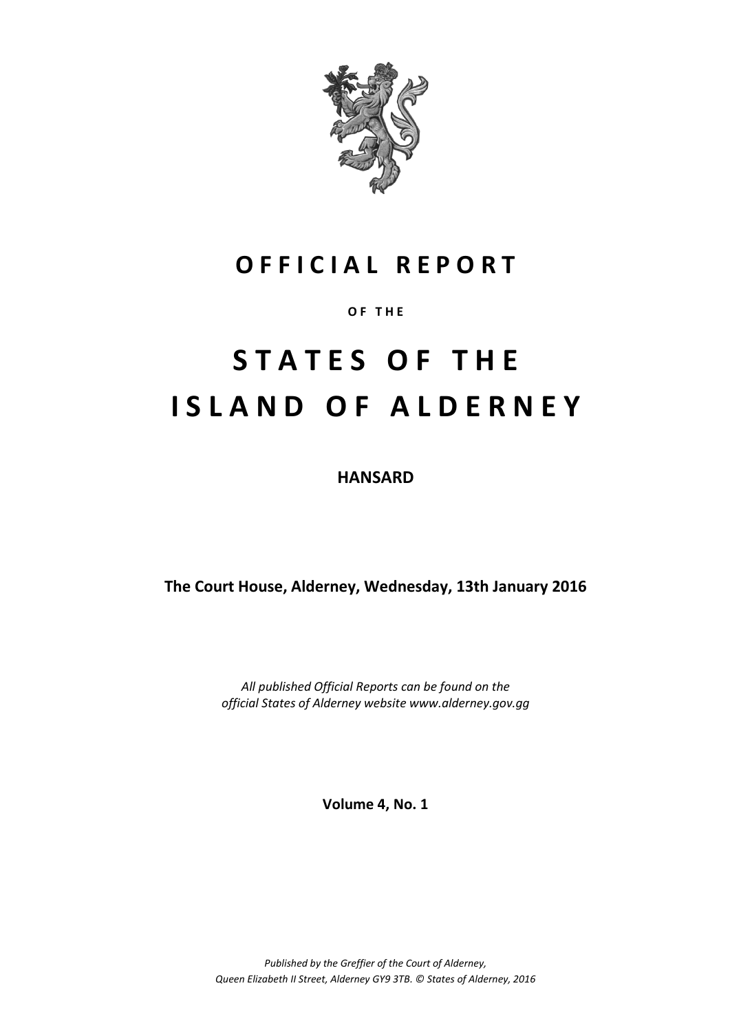# OFFICIAL REPORT

OF THE

# STATES OF THE ISLAND OF ALDERNEY

## HANSARD

**The Court House, Alderney, Wednesday, 13th January 2016**

*All published Official Reports can be found on the official States of Alderney website www.alderney.gov.gg*

**Volume 4, No. 1**

*Published by the Greffier of the Court of Alderney, Queen Elizabeth II Street, Alderney GY9 3TB. © States of Alderney, 2016*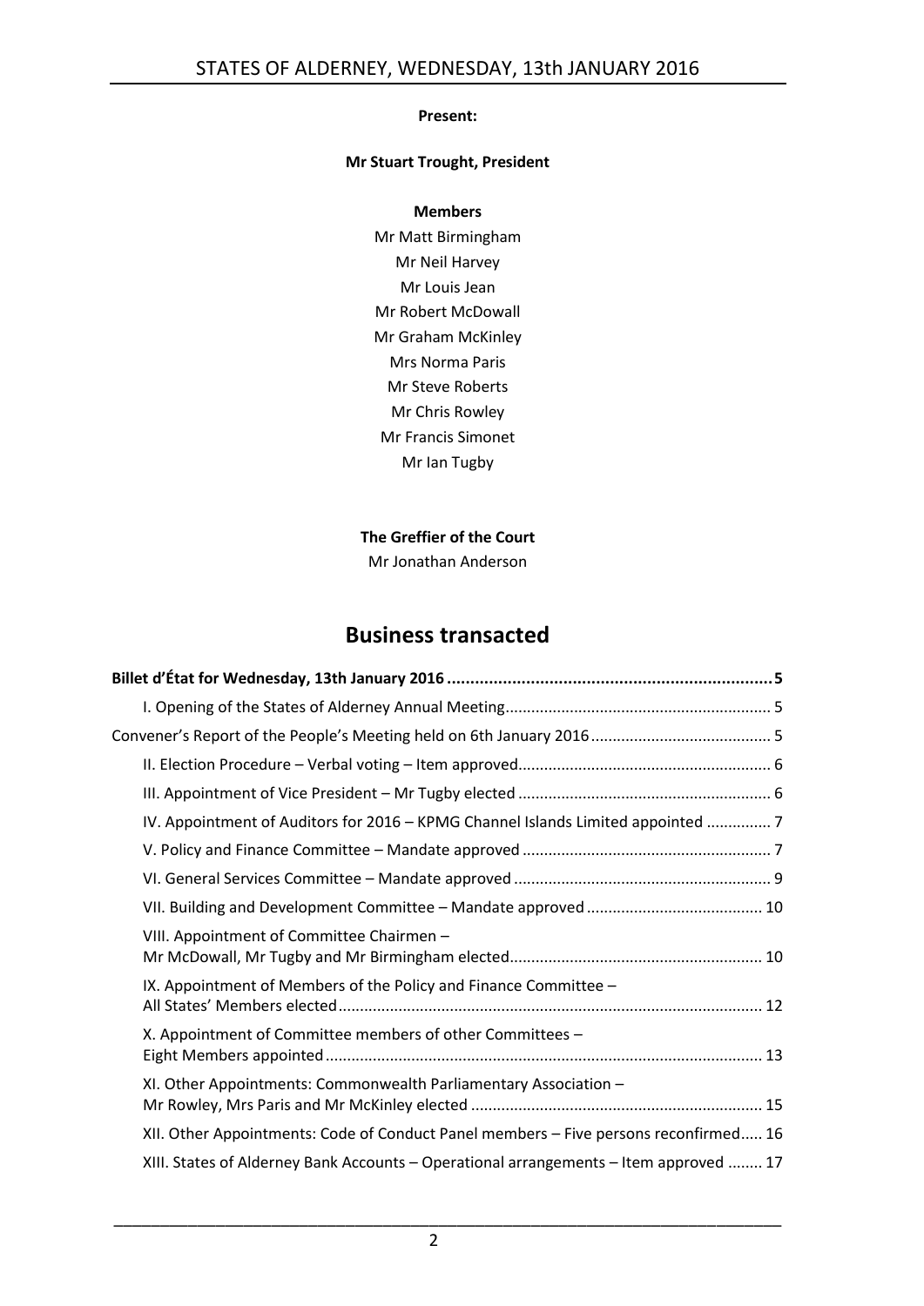**Present:**

**Mr Stuart Trought, President**

**Members**

Mr Matt Birmingham
Mr Neil Harvey
Mr Louis Jean
Mr Robert McDowall
Mr Graham McKinley
Mrs Norma Paris
Mr Steve Roberts
Mr Chris Rowley
Mr Francis Simonet
Mr Ian Tugby

**The Greffier of the Court**

Mr Jonathan Anderson

# Business transacted

**Billet d'État for Wednesday, 13th January 2016 .......................................................................5**

I. Opening of the States of Alderney Annual Meeting............................................................. 5

Convener's Report of the People's Meeting held on 6th January 2016.......................................... 5

II. Election Procedure – Verbal voting – Item approved.......................................................... 6

III. Appointment of Vice President – Mr Tugby elected .......................................................... 6

IV. Appointment of Auditors for 2016 – KPMG Channel Islands Limited appointed ............... 7

V. Policy and Finance Committee – Mandate approved ......................................................... 7

VI. General Services Committee – Mandate approved ........................................................... 9

VII. Building and Development Committee – Mandate approved ......................................... 10

VIII. Appointment of Committee Chairmen – Mr McDowall, Mr Tugby and Mr Birmingham elected.......................................................... 10

IX. Appointment of Members of the Policy and Finance Committee – All States' Members elected................................................................................................. 12

X. Appointment of Committee members of other Committees – Eight Members appointed.................................................................................................... 13

XI. Other Appointments: Commonwealth Parliamentary Association – Mr Rowley, Mrs Paris and Mr McKinley elected ................................................................... 15

XII. Other Appointments: Code of Conduct Panel members – Five persons reconfirmed..... 16

XIII. States of Alderney Bank Accounts – Operational arrangements – Item approved ........ 17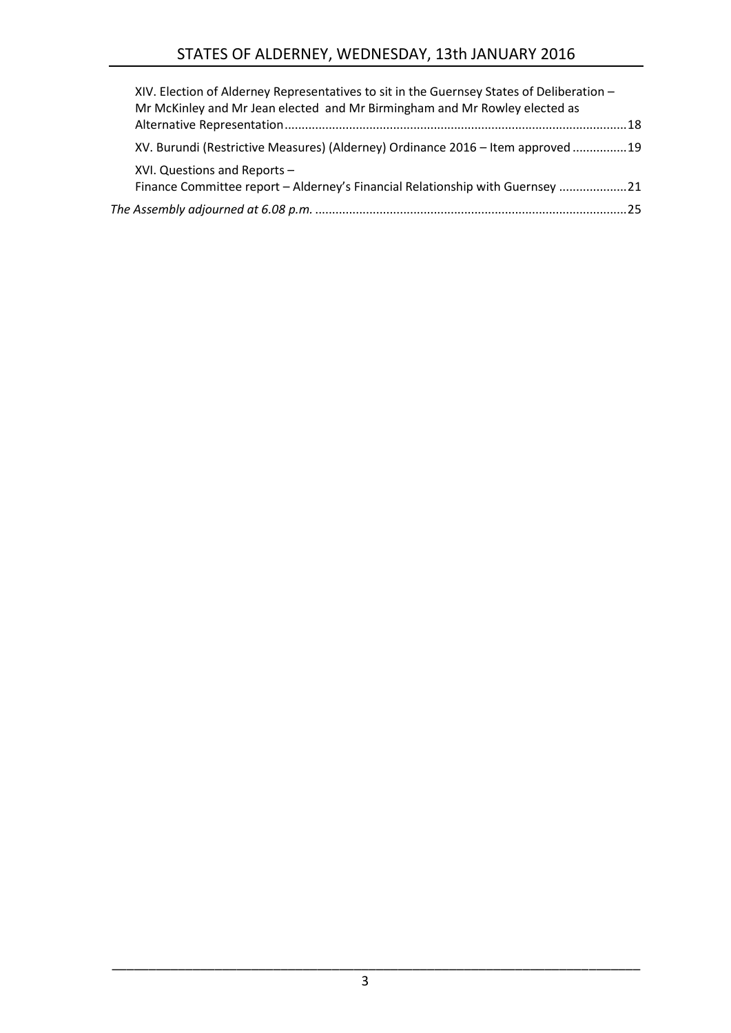XIV. Election of Alderney Representatives to sit in the Guernsey States of Deliberation – Mr McKinley and Mr Jean elected and Mr Birmingham and Mr Rowley elected as Alternative Representation.....18

XV. Burundi (Restrictive Measures) (Alderney) Ordinance 2016 – Item approved.....19

XVI. Questions and Reports – Finance Committee report – Alderney's Financial Relationship with Guernsey.....21

*The Assembly adjourned at 6.08 p.m.*.....25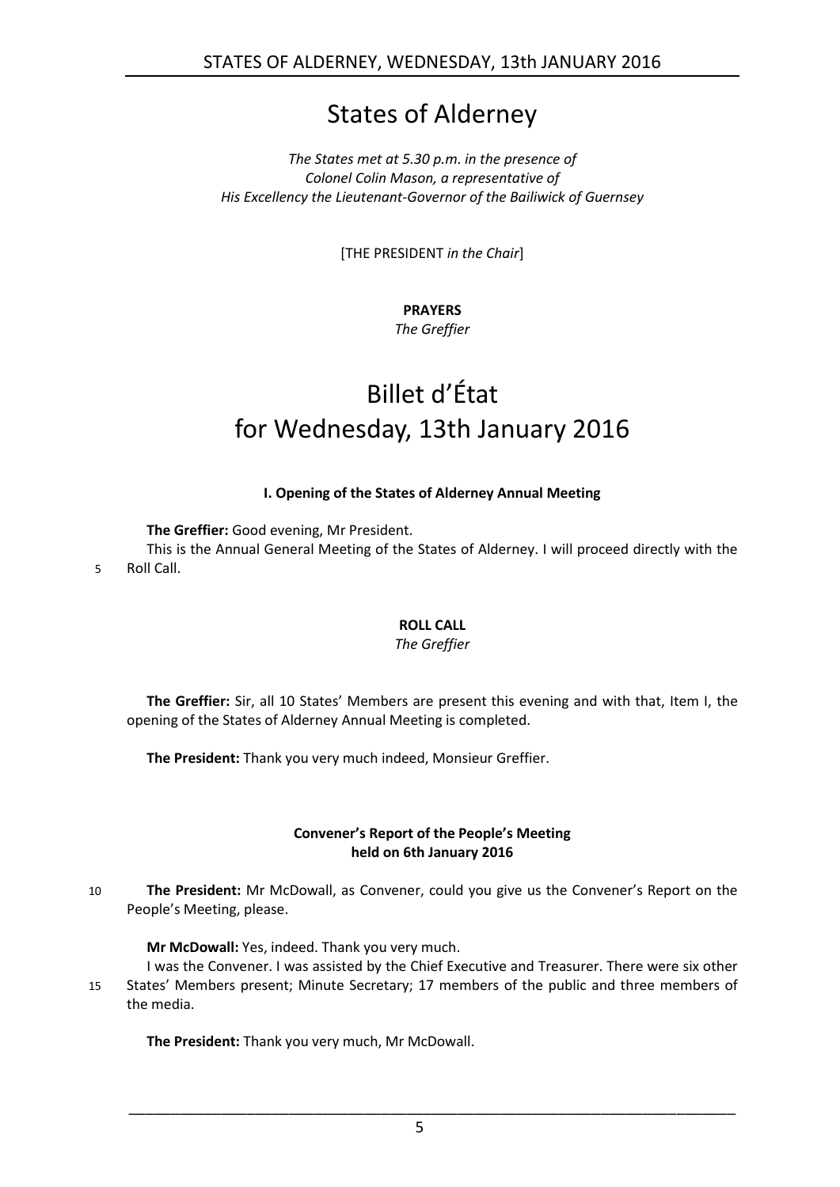# States of Alderney

*The States met at 5.30 p.m. in the presence of*
*Colonel Colin Mason, a representative of*
*His Excellency the Lieutenant-Governor of the Bailiwick of Guernsey*

[THE PRESIDENT *in the Chair*]

**PRAYERS**
*The Greffier*

# Billet d'État for Wednesday, 13th January 2016

**I. Opening of the States of Alderney Annual Meeting**

**The Greffier:** Good evening, Mr President.

This is the Annual General Meeting of the States of Alderney. I will proceed directly with the Roll Call.

**ROLL CALL**
*The Greffier*

**The Greffier:** Sir, all 10 States' Members are present this evening and with that, Item I, the opening of the States of Alderney Annual Meeting is completed.

**The President:** Thank you very much indeed, Monsieur Greffier.

**Convener's Report of the People's Meeting held on 6th January 2016**

**The President:** Mr McDowall, as Convener, could you give us the Convener's Report on the People's Meeting, please.

**Mr McDowall:** Yes, indeed. Thank you very much.

I was the Convener. I was assisted by the Chief Executive and Treasurer. There were six other States' Members present; Minute Secretary; 17 members of the public and three members of the media.

**The President:** Thank you very much, Mr McDowall.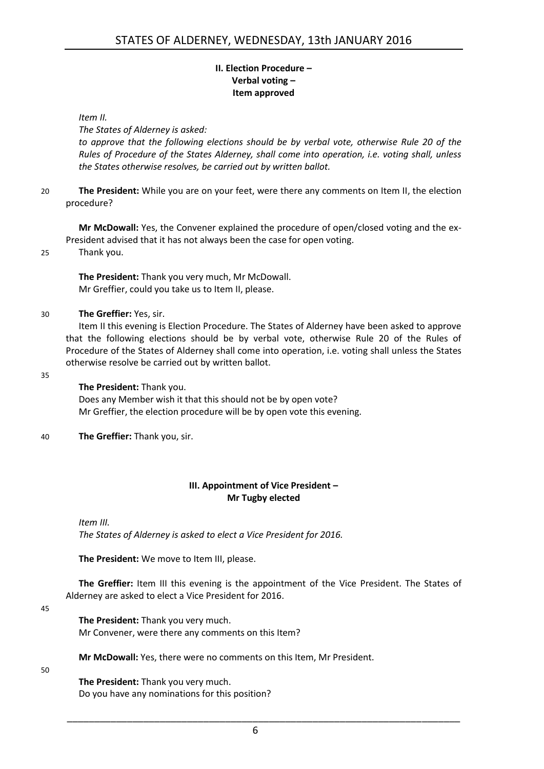### II. Election Procedure – Verbal voting – Item approved

*Item II.*

*The States of Alderney is asked:*

*to approve that the following elections should be by verbal vote, otherwise Rule 20 of the Rules of Procedure of the States Alderney, shall come into operation, i.e. voting shall, unless the States otherwise resolves, be carried out by written ballot.*

20 **The President:** While you are on your feet, were there any comments on Item II, the election procedure?

**Mr McDowall:** Yes, the Convener explained the procedure of open/closed voting and the ex-President advised that it has not always been the case for open voting.

25 Thank you.

**The President:** Thank you very much, Mr McDowall.

Mr Greffier, could you take us to Item II, please.

30 **The Greffier:** Yes, sir.

Item II this evening is Election Procedure. The States of Alderney have been asked to approve that the following elections should be by verbal vote, otherwise Rule 20 of the Rules of Procedure of the States of Alderney shall come into operation, i.e. voting shall unless the States otherwise resolve be carried out by written ballot.

35

**The President:** Thank you.

Does any Member wish it that this should not be by open vote?

Mr Greffier, the election procedure will be by open vote this evening.

40 **The Greffier:** Thank you, sir.

### III. Appointment of Vice President – Mr Tugby elected

*Item III.*

*The States of Alderney is asked to elect a Vice President for 2016.*

**The President:** We move to Item III, please.

**The Greffier:** Item III this evening is the appointment of the Vice President. The States of Alderney are asked to elect a Vice President for 2016.

45

**The President:** Thank you very much.

Mr Convener, were there any comments on this Item?

**Mr McDowall:** Yes, there were no comments on this Item, Mr President.

50

**The President:** Thank you very much.

Do you have any nominations for this position?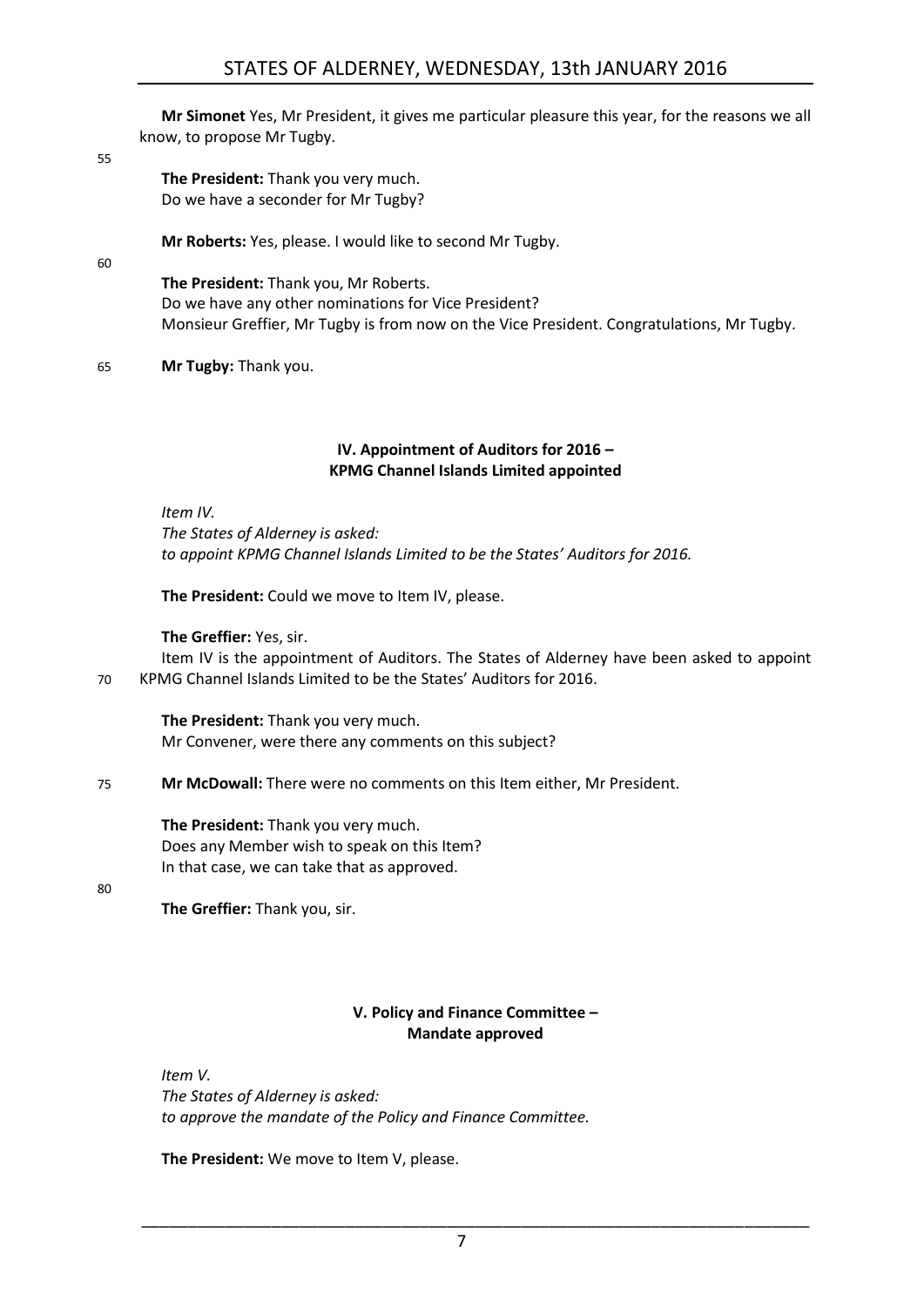**Mr Simonet** Yes, Mr President, it gives me particular pleasure this year, for the reasons we all know, to propose Mr Tugby.

**The President:** Thank you very much.
Do we have a seconder for Mr Tugby?

**Mr Roberts:** Yes, please. I would like to second Mr Tugby.

**The President:** Thank you, Mr Roberts.
Do we have any other nominations for Vice President?
Monsieur Greffier, Mr Tugby is from now on the Vice President. Congratulations, Mr Tugby.

**Mr Tugby:** Thank you.

### IV. Appointment of Auditors for 2016 – KPMG Channel Islands Limited appointed

*Item IV.*
*The States of Alderney is asked:*
*to appoint KPMG Channel Islands Limited to be the States' Auditors for 2016.*

**The President:** Could we move to Item IV, please.

**The Greffier:** Yes, sir.
Item IV is the appointment of Auditors. The States of Alderney have been asked to appoint KPMG Channel Islands Limited to be the States' Auditors for 2016.

**The President:** Thank you very much.
Mr Convener, were there any comments on this subject?

**Mr McDowall:** There were no comments on this Item either, Mr President.

**The President:** Thank you very much.
Does any Member wish to speak on this Item?
In that case, we can take that as approved.

**The Greffier:** Thank you, sir.

### V. Policy and Finance Committee – Mandate approved

*Item V.*
*The States of Alderney is asked:*
*to approve the mandate of the Policy and Finance Committee.*

**The President:** We move to Item V, please.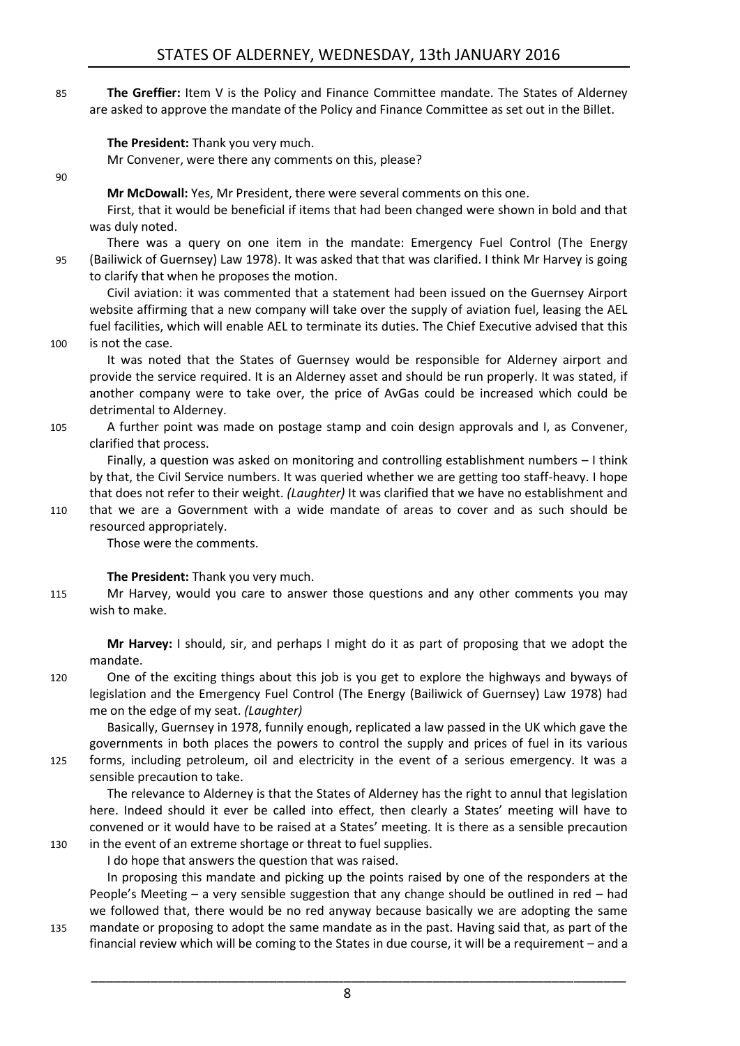**The Greffier:** Item V is the Policy and Finance Committee mandate. The States of Alderney are asked to approve the mandate of the Policy and Finance Committee as set out in the Billet.

**The President:** Thank you very much.

Mr Convener, were there any comments on this, please?

**Mr McDowall:** Yes, Mr President, there were several comments on this one.

First, that it would be beneficial if items that had been changed were shown in bold and that was duly noted.

There was a query on one item in the mandate: Emergency Fuel Control (The Energy (Bailiwick of Guernsey) Law 1978). It was asked that that was clarified. I think Mr Harvey is going to clarify that when he proposes the motion.

Civil aviation: it was commented that a statement had been issued on the Guernsey Airport website affirming that a new company will take over the supply of aviation fuel, leasing the AEL fuel facilities, which will enable AEL to terminate its duties. The Chief Executive advised that this is not the case.

It was noted that the States of Guernsey would be responsible for Alderney airport and provide the service required. It is an Alderney asset and should be run properly. It was stated, if another company were to take over, the price of AvGas could be increased which could be detrimental to Alderney.

A further point was made on postage stamp and coin design approvals and I, as Convener, clarified that process.

Finally, a question was asked on monitoring and controlling establishment numbers – I think by that, the Civil Service numbers. It was queried whether we are getting too staff-heavy. I hope that does not refer to their weight. *(Laughter)* It was clarified that we have no establishment and that we are a Government with a wide mandate of areas to cover and as such should be resourced appropriately.

Those were the comments.

**The President:** Thank you very much.

Mr Harvey, would you care to answer those questions and any other comments you may wish to make.

**Mr Harvey:** I should, sir, and perhaps I might do it as part of proposing that we adopt the mandate.

One of the exciting things about this job is you get to explore the highways and byways of legislation and the Emergency Fuel Control (The Energy (Bailiwick of Guernsey) Law 1978) had me on the edge of my seat. *(Laughter)*

Basically, Guernsey in 1978, funnily enough, replicated a law passed in the UK which gave the governments in both places the powers to control the supply and prices of fuel in its various forms, including petroleum, oil and electricity in the event of a serious emergency. It was a sensible precaution to take.

The relevance to Alderney is that the States of Alderney has the right to annul that legislation here. Indeed should it ever be called into effect, then clearly a States' meeting will have to convened or it would have to be raised at a States' meeting. It is there as a sensible precaution in the event of an extreme shortage or threat to fuel supplies.

I do hope that answers the question that was raised.

In proposing this mandate and picking up the points raised by one of the responders at the People's Meeting – a very sensible suggestion that any change should be outlined in red – had we followed that, there would be no red anyway because basically we are adopting the same mandate or proposing to adopt the same mandate as in the past. Having said that, as part of the financial review which will be coming to the States in due course, it will be a requirement – and a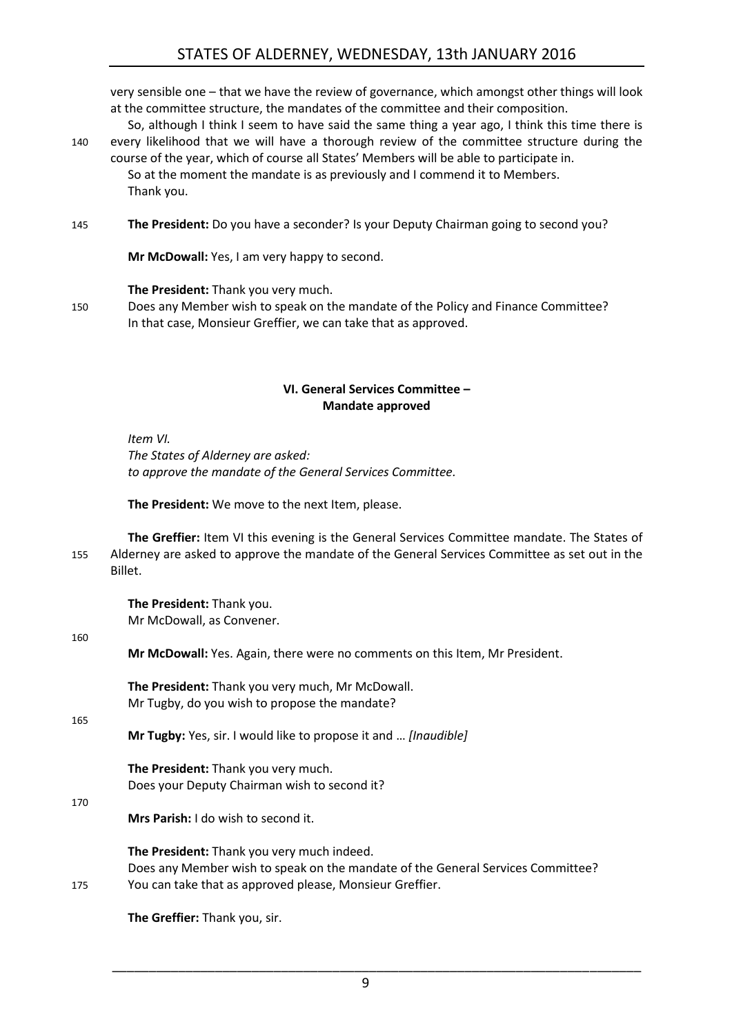very sensible one – that we have the review of governance, which amongst other things will look at the committee structure, the mandates of the committee and their composition.

So, although I think I seem to have said the same thing a year ago, I think this time there is every likelihood that we will have a thorough review of the committee structure during the course of the year, which of course all States' Members will be able to participate in.

So at the moment the mandate is as previously and I commend it to Members.

Thank you.

**The President:** Do you have a seconder? Is your Deputy Chairman going to second you?

**Mr McDowall:** Yes, I am very happy to second.

**The President:** Thank you very much.

Does any Member wish to speak on the mandate of the Policy and Finance Committee?

In that case, Monsieur Greffier, we can take that as approved.

## VI. General Services Committee – Mandate approved

*Item VI.*
*The States of Alderney are asked:*
*to approve the mandate of the General Services Committee.*

**The President:** We move to the next Item, please.

**The Greffier:** Item VI this evening is the General Services Committee mandate. The States of Alderney are asked to approve the mandate of the General Services Committee as set out in the Billet.

**The President:** Thank you.

Mr McDowall, as Convener.

**Mr McDowall:** Yes. Again, there were no comments on this Item, Mr President.

**The President:** Thank you very much, Mr McDowall.

Mr Tugby, do you wish to propose the mandate?

**Mr Tugby:** Yes, sir. I would like to propose it and … *[Inaudible]*

**The President:** Thank you very much.

Does your Deputy Chairman wish to second it?

**Mrs Parish:** I do wish to second it.

**The President:** Thank you very much indeed.

Does any Member wish to speak on the mandate of the General Services Committee?

You can take that as approved please, Monsieur Greffier.

**The Greffier:** Thank you, sir.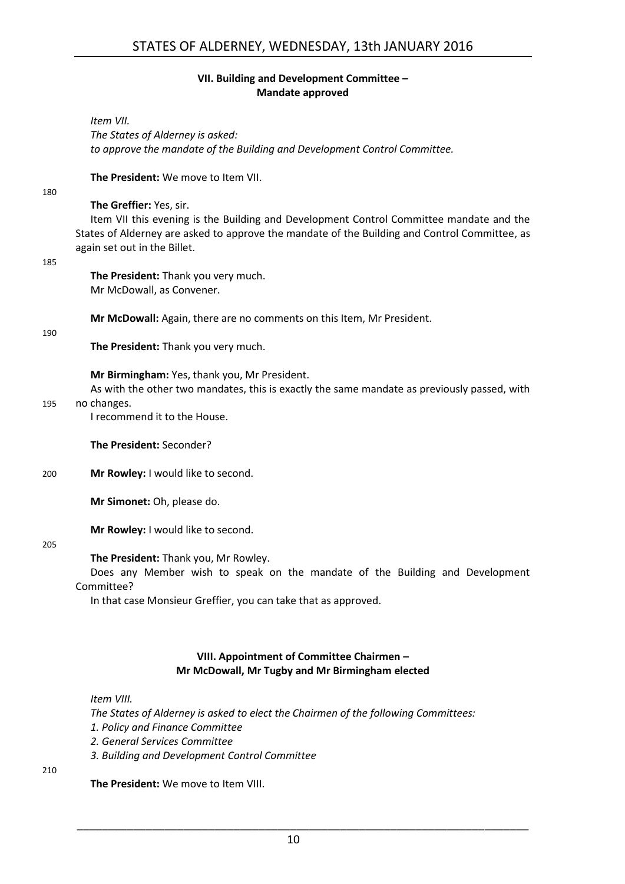### VII. Building and Development Committee – Mandate approved

*Item VII.*
*The States of Alderney is asked:*
*to approve the mandate of the Building and Development Control Committee.*

**The President:** We move to Item VII.

**The Greffier:** Yes, sir.

Item VII this evening is the Building and Development Control Committee mandate and the States of Alderney are asked to approve the mandate of the Building and Control Committee, as again set out in the Billet.

**The President:** Thank you very much.
Mr McDowall, as Convener.

**Mr McDowall:** Again, there are no comments on this Item, Mr President.

**The President:** Thank you very much.

**Mr Birmingham:** Yes, thank you, Mr President.

As with the other two mandates, this is exactly the same mandate as previously passed, with no changes.

I recommend it to the House.

**The President:** Seconder?

**Mr Rowley:** I would like to second.

**Mr Simonet:** Oh, please do.

**Mr Rowley:** I would like to second.

**The President:** Thank you, Mr Rowley.

Does any Member wish to speak on the mandate of the Building and Development Committee?

In that case Monsieur Greffier, you can take that as approved.

### VIII. Appointment of Committee Chairmen – Mr McDowall, Mr Tugby and Mr Birmingham elected

*Item VIII.*
*The States of Alderney is asked to elect the Chairmen of the following Committees:*
*1. Policy and Finance Committee*
*2. General Services Committee*
*3. Building and Development Control Committee*

**The President:** We move to Item VIII.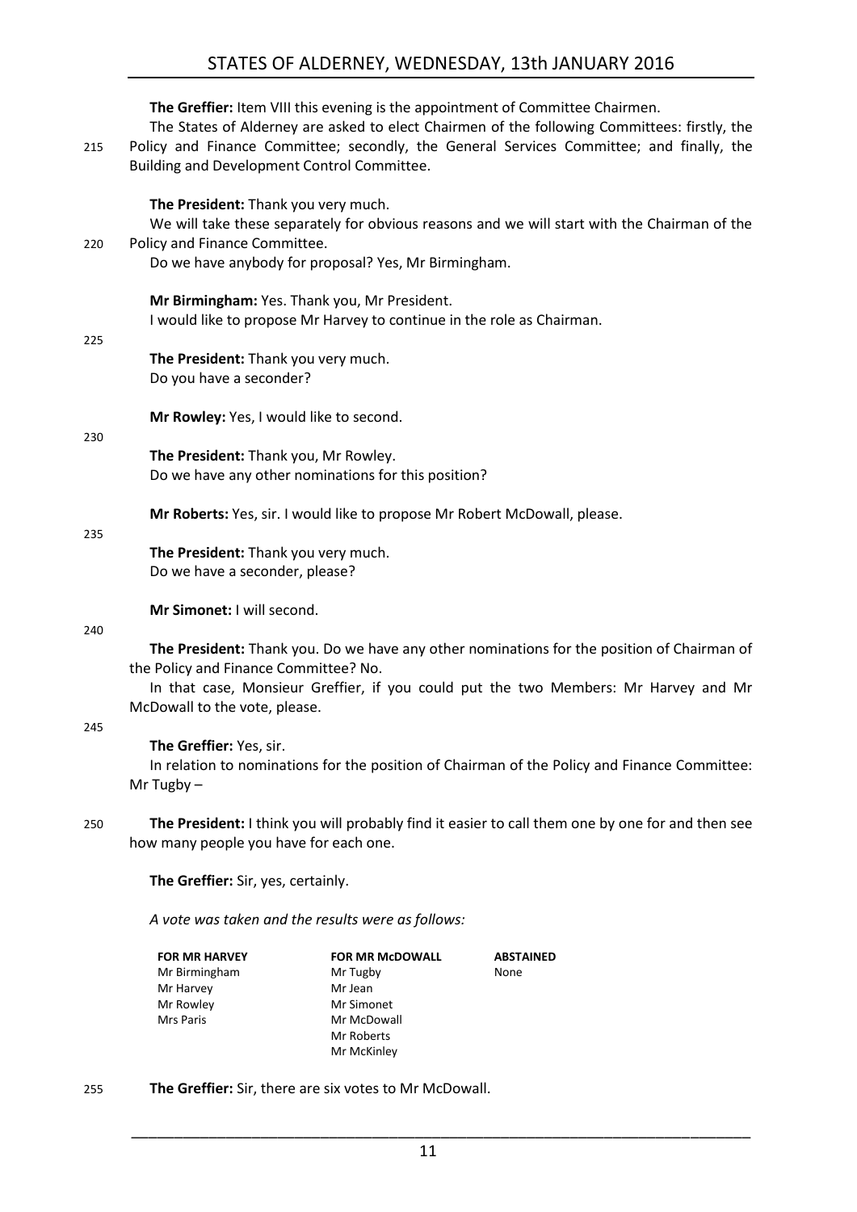**The Greffier:** Item VIII this evening is the appointment of Committee Chairmen.

The States of Alderney are asked to elect Chairmen of the following Committees: firstly, the Policy and Finance Committee; secondly, the General Services Committee; and finally, the Building and Development Control Committee.

**The President:** Thank you very much.

We will take these separately for obvious reasons and we will start with the Chairman of the Policy and Finance Committee.

Do we have anybody for proposal? Yes, Mr Birmingham.

**Mr Birmingham:** Yes. Thank you, Mr President.

I would like to propose Mr Harvey to continue in the role as Chairman.

**The President:** Thank you very much.

Do you have a seconder?

**Mr Rowley:** Yes, I would like to second.

**The President:** Thank you, Mr Rowley.

Do we have any other nominations for this position?

**Mr Roberts:** Yes, sir. I would like to propose Mr Robert McDowall, please.

**The President:** Thank you very much.

Do we have a seconder, please?

**Mr Simonet:** I will second.

**The President:** Thank you. Do we have any other nominations for the position of Chairman of the Policy and Finance Committee? No.

In that case, Monsieur Greffier, if you could put the two Members: Mr Harvey and Mr McDowall to the vote, please.

**The Greffier:** Yes, sir.

In relation to nominations for the position of Chairman of the Policy and Finance Committee: Mr Tugby –

**The President:** I think you will probably find it easier to call them one by one for and then see how many people you have for each one.

**The Greffier:** Sir, yes, certainly.

*A vote was taken and the results were as follows:*

| FOR MR HARVEY | FOR MR McDOWALL | ABSTAINED |
|---|---|---|
| Mr Birmingham | Mr Tugby | None |
| Mr Harvey | Mr Jean | |
| Mr Rowley | Mr Simonet | |
| Mrs Paris | Mr McDowall | |
| | Mr Roberts | |
| | Mr McKinley | |

**The Greffier:** Sir, there are six votes to Mr McDowall.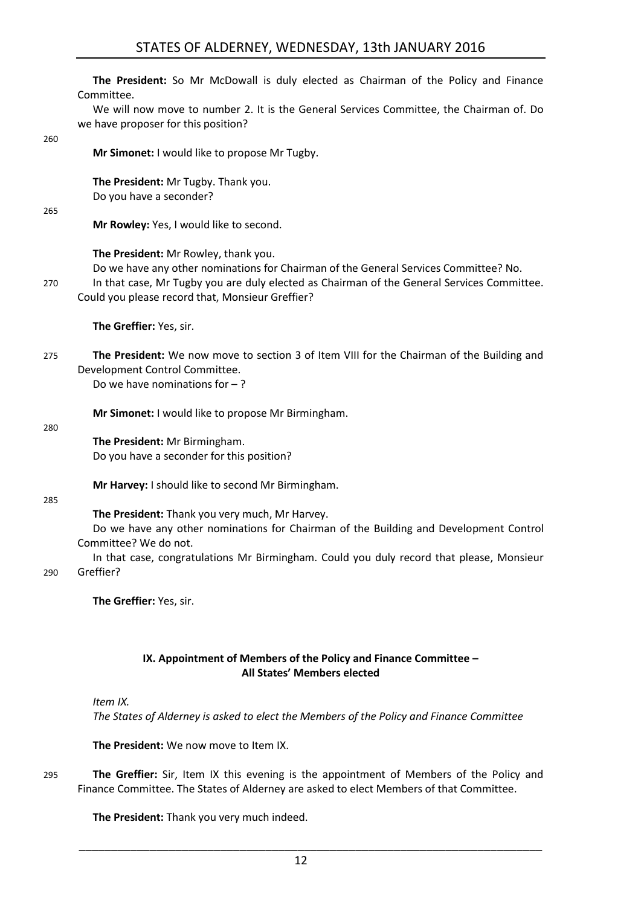**The President:** So Mr McDowall is duly elected as Chairman of the Policy and Finance Committee.

We will now move to number 2. It is the General Services Committee, the Chairman of. Do we have proposer for this position?

**Mr Simonet:** I would like to propose Mr Tugby.

**The President:** Mr Tugby. Thank you.

Do you have a seconder?

**Mr Rowley:** Yes, I would like to second.

**The President:** Mr Rowley, thank you.

Do we have any other nominations for Chairman of the General Services Committee? No.

In that case, Mr Tugby you are duly elected as Chairman of the General Services Committee. Could you please record that, Monsieur Greffier?

**The Greffier:** Yes, sir.

**The President:** We now move to section 3 of Item VIII for the Chairman of the Building and Development Control Committee.

Do we have nominations for – ?

**Mr Simonet:** I would like to propose Mr Birmingham.

**The President:** Mr Birmingham.

Do you have a seconder for this position?

**Mr Harvey:** I should like to second Mr Birmingham.

**The President:** Thank you very much, Mr Harvey.

Do we have any other nominations for Chairman of the Building and Development Control Committee? We do not.

In that case, congratulations Mr Birmingham. Could you duly record that please, Monsieur Greffier?

**The Greffier:** Yes, sir.

## IX. Appointment of Members of the Policy and Finance Committee – All States' Members elected

*Item IX.*

*The States of Alderney is asked to elect the Members of the Policy and Finance Committee*

**The President:** We now move to Item IX.

**The Greffier:** Sir, Item IX this evening is the appointment of Members of the Policy and Finance Committee. The States of Alderney are asked to elect Members of that Committee.

**The President:** Thank you very much indeed.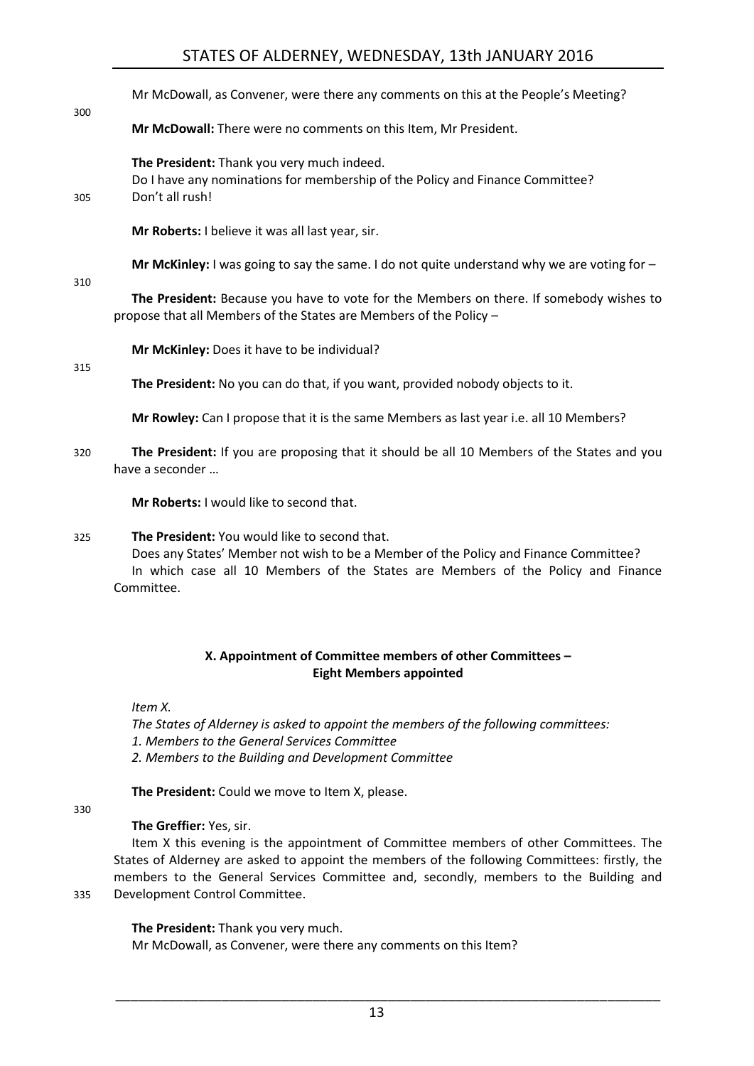Mr McDowall, as Convener, were there any comments on this at the People's Meeting?

**Mr McDowall:** There were no comments on this Item, Mr President.

**The President:** Thank you very much indeed.

Do I have any nominations for membership of the Policy and Finance Committee? Don't all rush!

**Mr Roberts:** I believe it was all last year, sir.

**Mr McKinley:** I was going to say the same. I do not quite understand why we are voting for –

**The President:** Because you have to vote for the Members on there. If somebody wishes to propose that all Members of the States are Members of the Policy –

**Mr McKinley:** Does it have to be individual?

**The President:** No you can do that, if you want, provided nobody objects to it.

**Mr Rowley:** Can I propose that it is the same Members as last year i.e. all 10 Members?

**The President:** If you are proposing that it should be all 10 Members of the States and you have a seconder …

**Mr Roberts:** I would like to second that.

**The President:** You would like to second that.

Does any States' Member not wish to be a Member of the Policy and Finance Committee?

In which case all 10 Members of the States are Members of the Policy and Finance Committee.

## X. Appointment of Committee members of other Committees – Eight Members appointed

*Item X.*

*The States of Alderney is asked to appoint the members of the following committees:*

*1. Members to the General Services Committee*

*2. Members to the Building and Development Committee*

**The President:** Could we move to Item X, please.

**The Greffier:** Yes, sir.

Item X this evening is the appointment of Committee members of other Committees. The States of Alderney are asked to appoint the members of the following Committees: firstly, the members to the General Services Committee and, secondly, members to the Building and Development Control Committee.

**The President:** Thank you very much.

Mr McDowall, as Convener, were there any comments on this Item?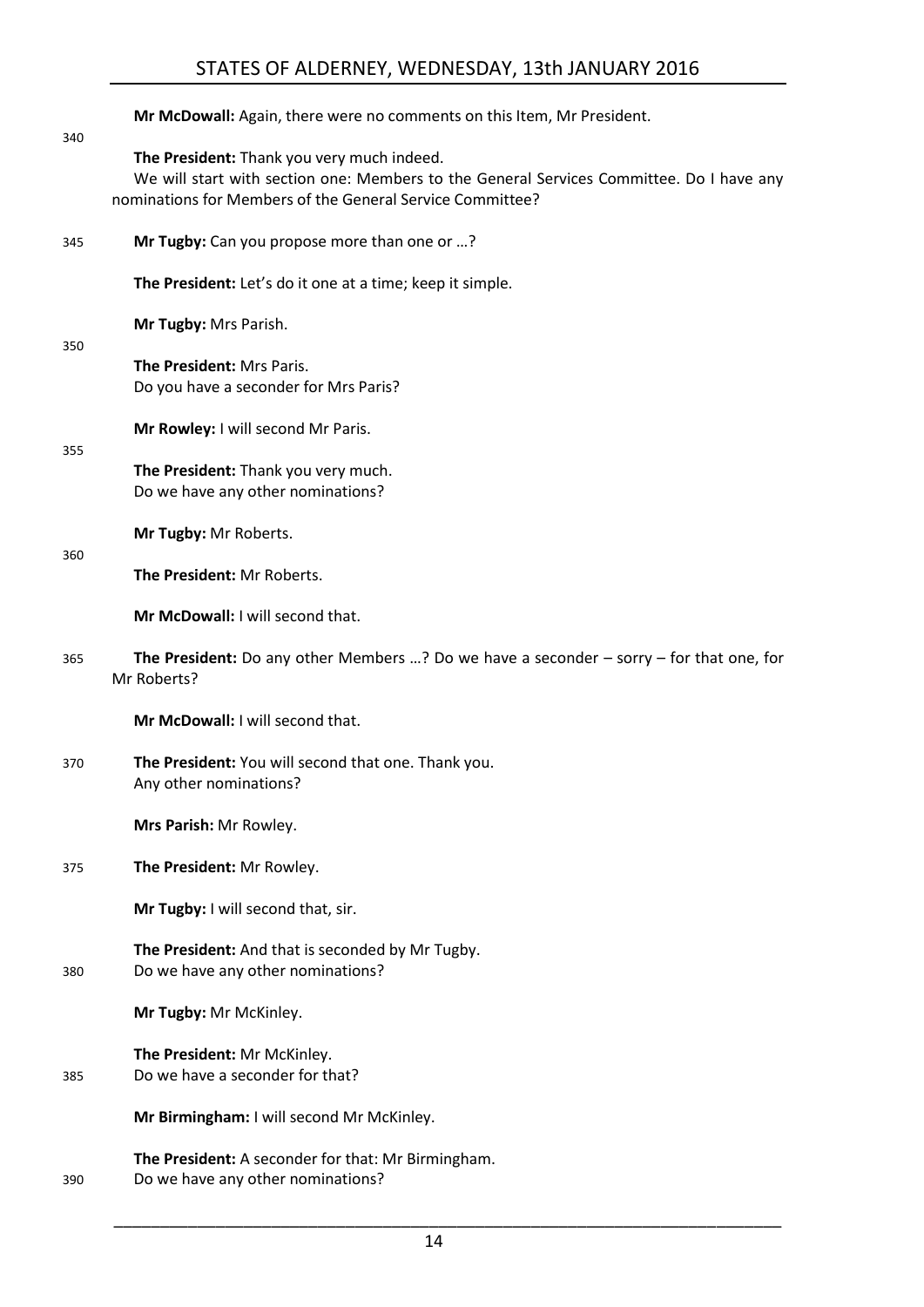**Mr McDowall:** Again, there were no comments on this Item, Mr President.

340

**The President:** Thank you very much indeed.

We will start with section one: Members to the General Services Committee. Do I have any nominations for Members of the General Service Committee?

345 **Mr Tugby:** Can you propose more than one or …?

**The President:** Let's do it one at a time; keep it simple.

**Mr Tugby:** Mrs Parish.

350

**The President:** Mrs Paris.

Do you have a seconder for Mrs Paris?

**Mr Rowley:** I will second Mr Paris.

355

**The President:** Thank you very much.

Do we have any other nominations?

**Mr Tugby:** Mr Roberts.

360

**The President:** Mr Roberts.

**Mr McDowall:** I will second that.

365 **The President:** Do any other Members …? Do we have a seconder – sorry – for that one, for Mr Roberts?

**Mr McDowall:** I will second that.

370 **The President:** You will second that one. Thank you.

Any other nominations?

**Mrs Parish:** Mr Rowley.

375 **The President:** Mr Rowley.

**Mr Tugby:** I will second that, sir.

**The President:** And that is seconded by Mr Tugby.

380 Do we have any other nominations?

**Mr Tugby:** Mr McKinley.

**The President:** Mr McKinley.

385 Do we have a seconder for that?

**Mr Birmingham:** I will second Mr McKinley.

**The President:** A seconder for that: Mr Birmingham.

390 Do we have any other nominations?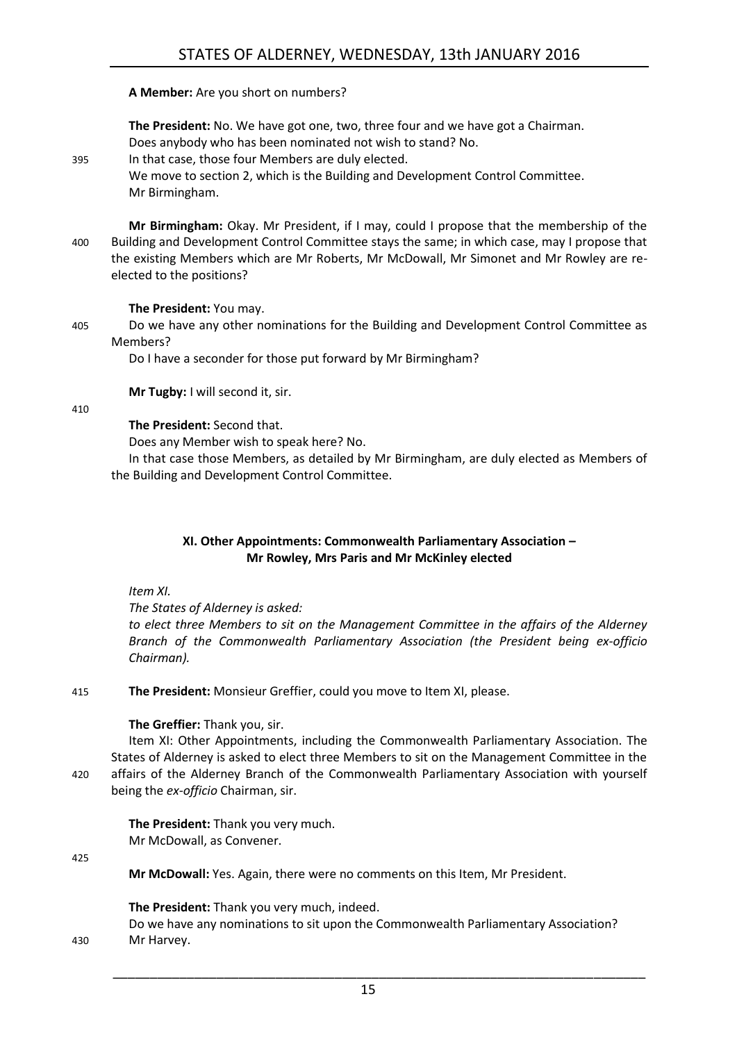**A Member:** Are you short on numbers?

**The President:** No. We have got one, two, three four and we have got a Chairman.

Does anybody who has been nominated not wish to stand? No.

In that case, those four Members are duly elected.

We move to section 2, which is the Building and Development Control Committee.

Mr Birmingham.

**Mr Birmingham:** Okay. Mr President, if I may, could I propose that the membership of the Building and Development Control Committee stays the same; in which case, may I propose that the existing Members which are Mr Roberts, Mr McDowall, Mr Simonet and Mr Rowley are re-elected to the positions?

**The President:** You may.

Do we have any other nominations for the Building and Development Control Committee as Members?

Do I have a seconder for those put forward by Mr Birmingham?

**Mr Tugby:** I will second it, sir.

**The President:** Second that.

Does any Member wish to speak here? No.

In that case those Members, as detailed by Mr Birmingham, are duly elected as Members of the Building and Development Control Committee.

### XI. Other Appointments: Commonwealth Parliamentary Association – Mr Rowley, Mrs Paris and Mr McKinley elected

*Item XI.*

*The States of Alderney is asked:*

*to elect three Members to sit on the Management Committee in the affairs of the Alderney Branch of the Commonwealth Parliamentary Association (the President being ex-officio Chairman).*

**The President:** Monsieur Greffier, could you move to Item XI, please.

**The Greffier:** Thank you, sir.

Item XI: Other Appointments, including the Commonwealth Parliamentary Association. The States of Alderney is asked to elect three Members to sit on the Management Committee in the affairs of the Alderney Branch of the Commonwealth Parliamentary Association with yourself being the *ex-officio* Chairman, sir.

**The President:** Thank you very much.

Mr McDowall, as Convener.

**Mr McDowall:** Yes. Again, there were no comments on this Item, Mr President.

**The President:** Thank you very much, indeed.

Do we have any nominations to sit upon the Commonwealth Parliamentary Association?

Mr Harvey.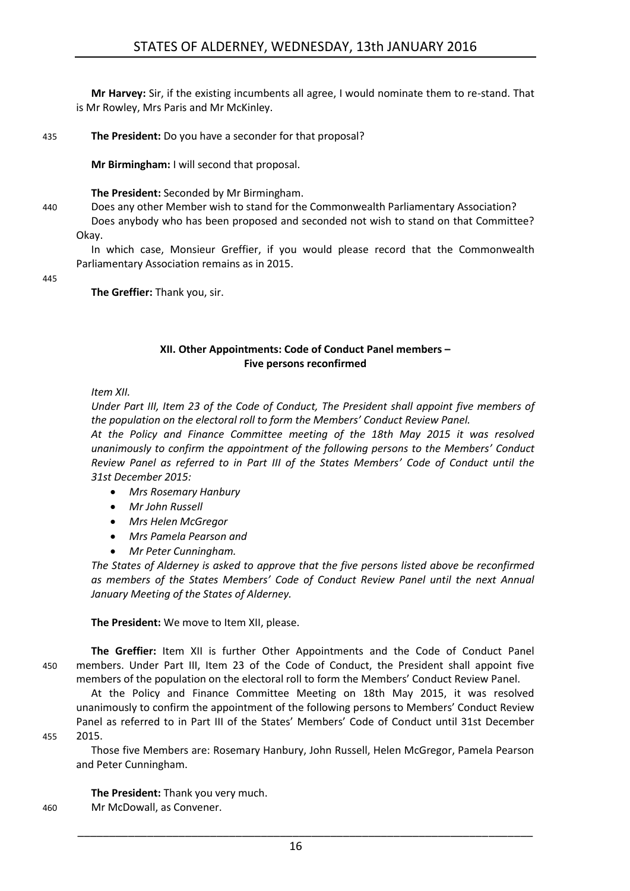**Mr Harvey:** Sir, if the existing incumbents all agree, I would nominate them to re-stand. That is Mr Rowley, Mrs Paris and Mr McKinley.

435 **The President:** Do you have a seconder for that proposal?

**Mr Birmingham:** I will second that proposal.

**The President:** Seconded by Mr Birmingham.

440 Does any other Member wish to stand for the Commonwealth Parliamentary Association?

Does anybody who has been proposed and seconded not wish to stand on that Committee? Okay.

In which case, Monsieur Greffier, if you would please record that the Commonwealth Parliamentary Association remains as in 2015.

445

**The Greffier:** Thank you, sir.

### XII. Other Appointments: Code of Conduct Panel members – Five persons reconfirmed

*Item XII.*

*Under Part III, Item 23 of the Code of Conduct, The President shall appoint five members of the population on the electoral roll to form the Members' Conduct Review Panel.*

*At the Policy and Finance Committee meeting of the 18th May 2015 it was resolved unanimously to confirm the appointment of the following persons to the Members' Conduct Review Panel as referred to in Part III of the States Members' Code of Conduct until the 31st December 2015:*

- *Mrs Rosemary Hanbury*
- *Mr John Russell*
- *Mrs Helen McGregor*
- *Mrs Pamela Pearson and*
- *Mr Peter Cunningham.*

*The States of Alderney is asked to approve that the five persons listed above be reconfirmed as members of the States Members' Code of Conduct Review Panel until the next Annual January Meeting of the States of Alderney.*

**The President:** We move to Item XII, please.

**The Greffier:** Item XII is further Other Appointments and the Code of Conduct Panel 450 members. Under Part III, Item 23 of the Code of Conduct, the President shall appoint five members of the population on the electoral roll to form the Members' Conduct Review Panel.

At the Policy and Finance Committee Meeting on 18th May 2015, it was resolved unanimously to confirm the appointment of the following persons to Members' Conduct Review Panel as referred to in Part III of the States' Members' Code of Conduct until 31st December 455 2015.

Those five Members are: Rosemary Hanbury, John Russell, Helen McGregor, Pamela Pearson and Peter Cunningham.

**The President:** Thank you very much.

460 Mr McDowall, as Convener.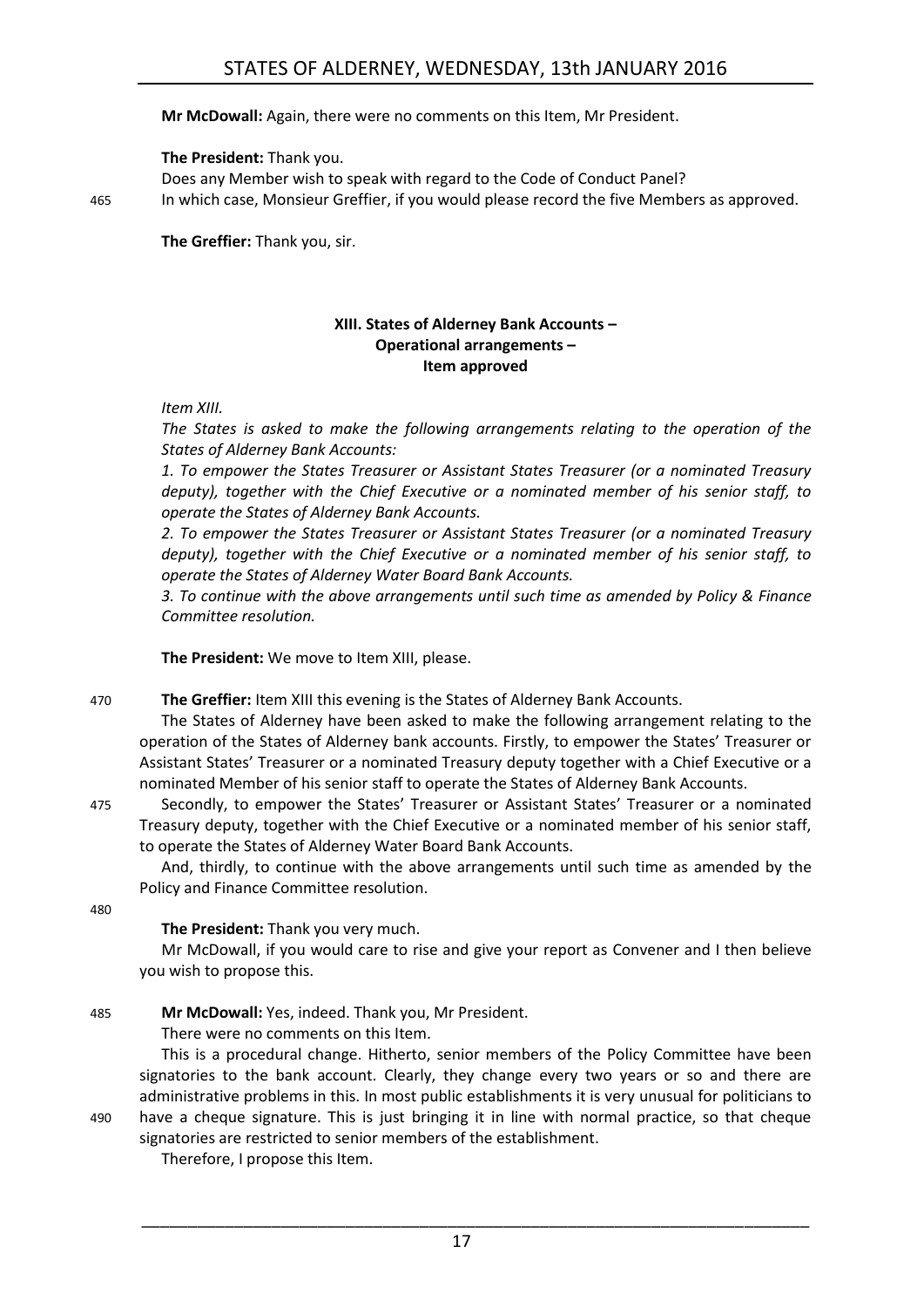**Mr McDowall:** Again, there were no comments on this Item, Mr President.

**The President:** Thank you.

Does any Member wish to speak with regard to the Code of Conduct Panel?

In which case, Monsieur Greffier, if you would please record the five Members as approved.

**The Greffier:** Thank you, sir.

### XIII. States of Alderney Bank Accounts – Operational arrangements – Item approved

*Item XIII.*

*The States is asked to make the following arrangements relating to the operation of the States of Alderney Bank Accounts:*

*1. To empower the States Treasurer or Assistant States Treasurer (or a nominated Treasury deputy), together with the Chief Executive or a nominated member of his senior staff, to operate the States of Alderney Bank Accounts.*

*2. To empower the States Treasurer or Assistant States Treasurer (or a nominated Treasury deputy), together with the Chief Executive or a nominated member of his senior staff, to operate the States of Alderney Water Board Bank Accounts.*

*3. To continue with the above arrangements until such time as amended by Policy & Finance Committee resolution.*

**The President:** We move to Item XIII, please.

**The Greffier:** Item XIII this evening is the States of Alderney Bank Accounts.

The States of Alderney have been asked to make the following arrangement relating to the operation of the States of Alderney bank accounts. Firstly, to empower the States' Treasurer or Assistant States' Treasurer or a nominated Treasury deputy together with a Chief Executive or a nominated Member of his senior staff to operate the States of Alderney Bank Accounts.

Secondly, to empower the States' Treasurer or Assistant States' Treasurer or a nominated Treasury deputy, together with the Chief Executive or a nominated member of his senior staff, to operate the States of Alderney Water Board Bank Accounts.

And, thirdly, to continue with the above arrangements until such time as amended by the Policy and Finance Committee resolution.

**The President:** Thank you very much.

Mr McDowall, if you would care to rise and give your report as Convener and I then believe you wish to propose this.

**Mr McDowall:** Yes, indeed. Thank you, Mr President.

There were no comments on this Item.

This is a procedural change. Hitherto, senior members of the Policy Committee have been signatories to the bank account. Clearly, they change every two years or so and there are administrative problems in this. In most public establishments it is very unusual for politicians to have a cheque signature. This is just bringing it in line with normal practice, so that cheque signatories are restricted to senior members of the establishment.

Therefore, I propose this Item.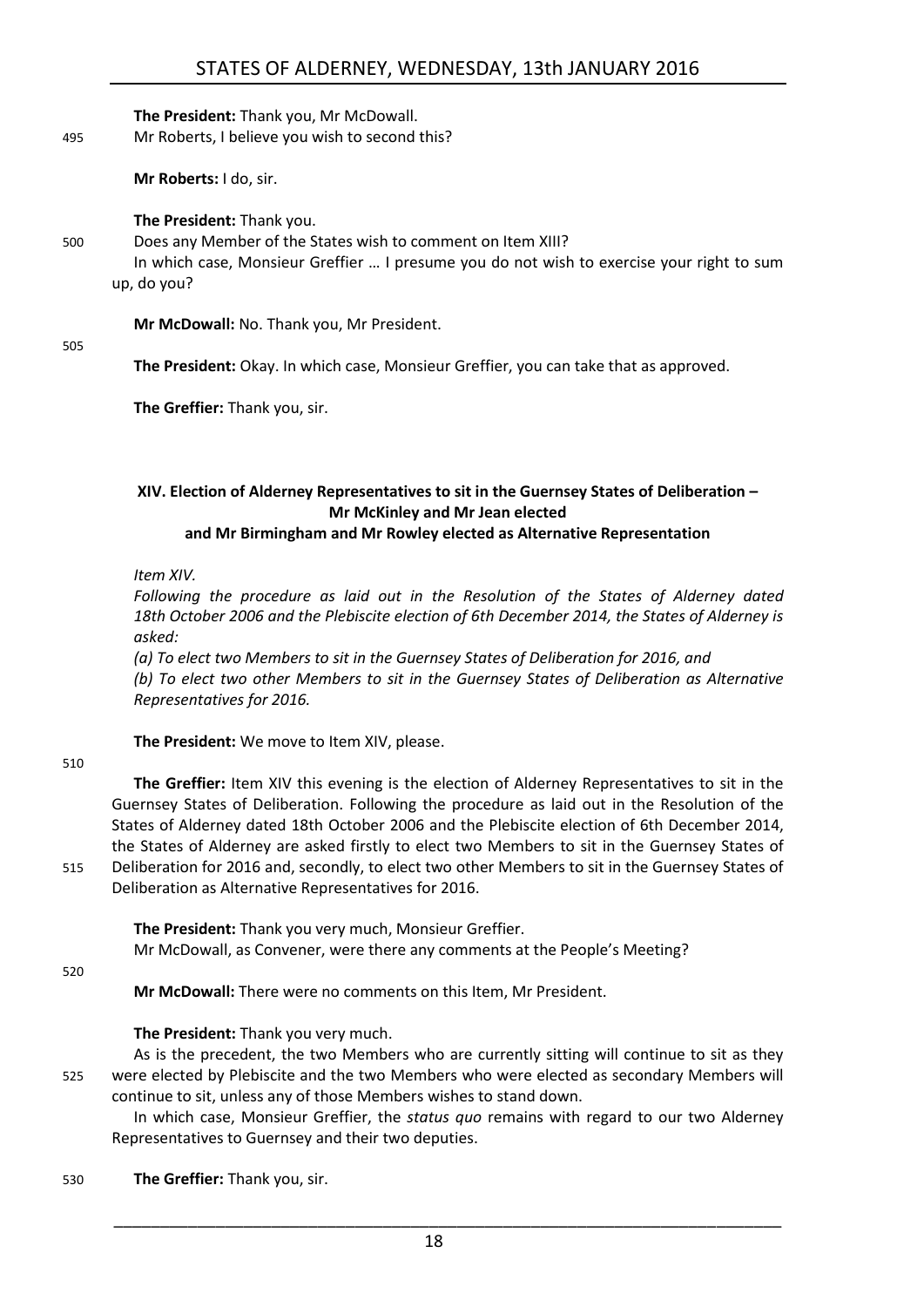**The President:** Thank you, Mr McDowall.

Mr Roberts, I believe you wish to second this?

**Mr Roberts:** I do, sir.

**The President:** Thank you.

Does any Member of the States wish to comment on Item XIII?

In which case, Monsieur Greffier … I presume you do not wish to exercise your right to sum up, do you?

**Mr McDowall:** No. Thank you, Mr President.

**The President:** Okay. In which case, Monsieur Greffier, you can take that as approved.

**The Greffier:** Thank you, sir.

### XIV. Election of Alderney Representatives to sit in the Guernsey States of Deliberation – Mr McKinley and Mr Jean elected and Mr Birmingham and Mr Rowley elected as Alternative Representation

*Item XIV.*

*Following the procedure as laid out in the Resolution of the States of Alderney dated 18th October 2006 and the Plebiscite election of 6th December 2014, the States of Alderney is asked:*

*(a) To elect two Members to sit in the Guernsey States of Deliberation for 2016, and*

*(b) To elect two other Members to sit in the Guernsey States of Deliberation as Alternative Representatives for 2016.*

**The President:** We move to Item XIV, please.

**The Greffier:** Item XIV this evening is the election of Alderney Representatives to sit in the Guernsey States of Deliberation. Following the procedure as laid out in the Resolution of the States of Alderney dated 18th October 2006 and the Plebiscite election of 6th December 2014, the States of Alderney are asked firstly to elect two Members to sit in the Guernsey States of Deliberation for 2016 and, secondly, to elect two other Members to sit in the Guernsey States of Deliberation as Alternative Representatives for 2016.

**The President:** Thank you very much, Monsieur Greffier.

Mr McDowall, as Convener, were there any comments at the People's Meeting?

**Mr McDowall:** There were no comments on this Item, Mr President.

**The President:** Thank you very much.

As is the precedent, the two Members who are currently sitting will continue to sit as they were elected by Plebiscite and the two Members who were elected as secondary Members will continue to sit, unless any of those Members wishes to stand down.

In which case, Monsieur Greffier, the *status quo* remains with regard to our two Alderney Representatives to Guernsey and their two deputies.

**The Greffier:** Thank you, sir.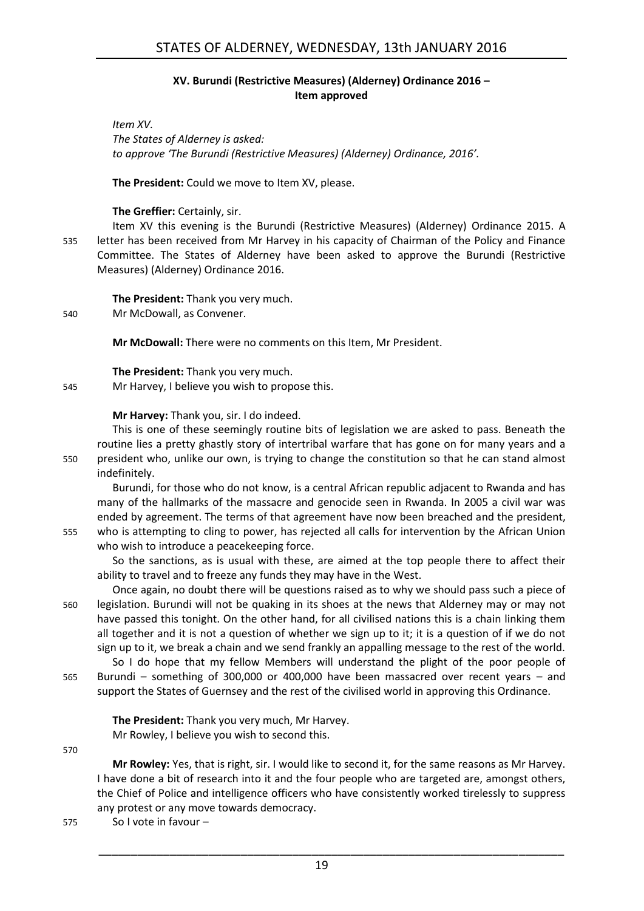## XV. Burundi (Restrictive Measures) (Alderney) Ordinance 2016 – Item approved

*Item XV.*
*The States of Alderney is asked:*
*to approve 'The Burundi (Restrictive Measures) (Alderney) Ordinance, 2016'.*

**The President:** Could we move to Item XV, please.

**The Greffier:** Certainly, sir.

Item XV this evening is the Burundi (Restrictive Measures) (Alderney) Ordinance 2015. A letter has been received from Mr Harvey in his capacity of Chairman of the Policy and Finance Committee. The States of Alderney have been asked to approve the Burundi (Restrictive Measures) (Alderney) Ordinance 2016.

**The President:** Thank you very much.
Mr McDowall, as Convener.

**Mr McDowall:** There were no comments on this Item, Mr President.

**The President:** Thank you very much.
Mr Harvey, I believe you wish to propose this.

**Mr Harvey:** Thank you, sir. I do indeed.

This is one of these seemingly routine bits of legislation we are asked to pass. Beneath the routine lies a pretty ghastly story of intertribal warfare that has gone on for many years and a president who, unlike our own, is trying to change the constitution so that he can stand almost indefinitely.

Burundi, for those who do not know, is a central African republic adjacent to Rwanda and has many of the hallmarks of the massacre and genocide seen in Rwanda. In 2005 a civil war was ended by agreement. The terms of that agreement have now been breached and the president, who is attempting to cling to power, has rejected all calls for intervention by the African Union who wish to introduce a peacekeeping force.

So the sanctions, as is usual with these, are aimed at the top people there to affect their ability to travel and to freeze any funds they may have in the West.

Once again, no doubt there will be questions raised as to why we should pass such a piece of legislation. Burundi will not be quaking in its shoes at the news that Alderney may or may not have passed this tonight. On the other hand, for all civilised nations this is a chain linking them all together and it is not a question of whether we sign up to it; it is a question of if we do not sign up to it, we break a chain and we send frankly an appalling message to the rest of the world.

So I do hope that my fellow Members will understand the plight of the poor people of Burundi – something of 300,000 or 400,000 have been massacred over recent years – and support the States of Guernsey and the rest of the civilised world in approving this Ordinance.

**The President:** Thank you very much, Mr Harvey.
Mr Rowley, I believe you wish to second this.

**Mr Rowley:** Yes, that is right, sir. I would like to second it, for the same reasons as Mr Harvey. I have done a bit of research into it and the four people who are targeted are, amongst others, the Chief of Police and intelligence officers who have consistently worked tirelessly to suppress any protest or any move towards democracy.

So I vote in favour –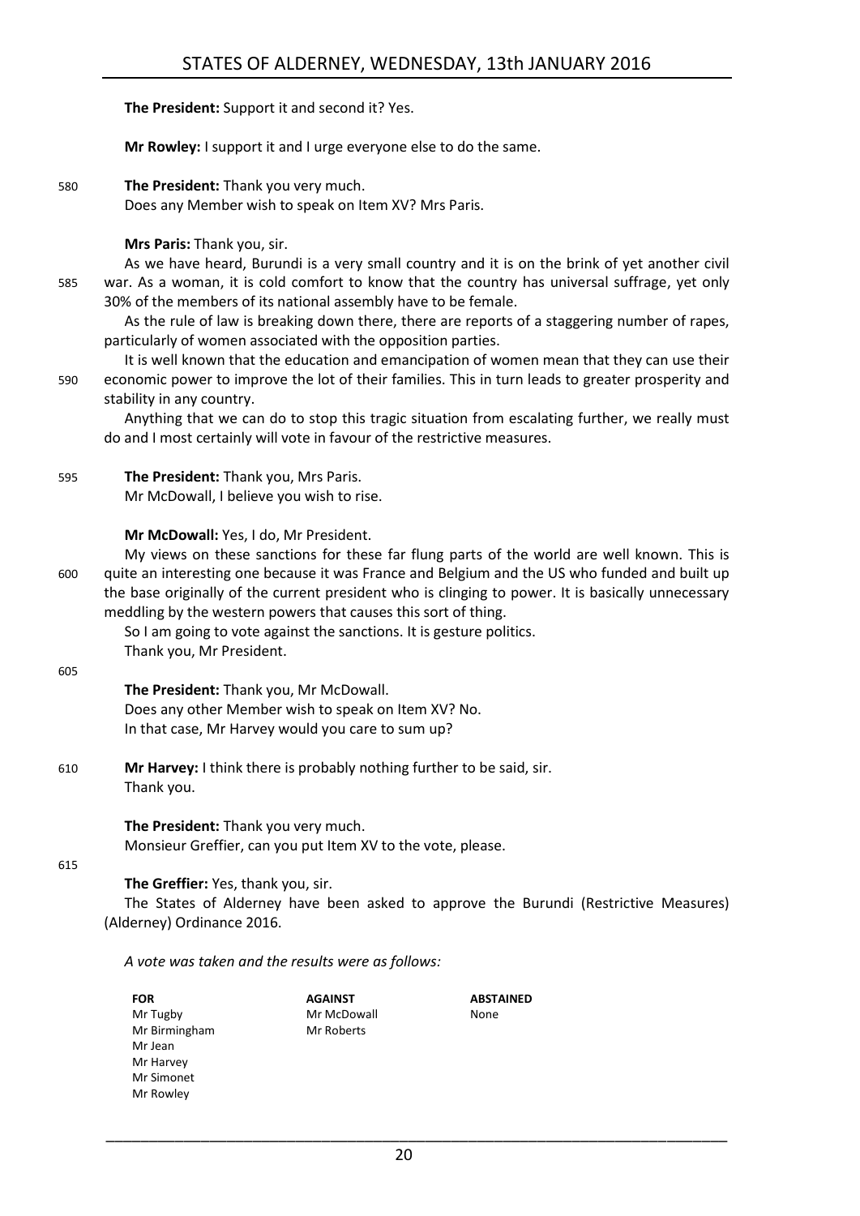**The President:** Support it and second it? Yes.

**Mr Rowley:** I support it and I urge everyone else to do the same.

580 **The President:** Thank you very much.
Does any Member wish to speak on Item XV? Mrs Paris.

**Mrs Paris:** Thank you, sir.

As we have heard, Burundi is a very small country and it is on the brink of yet another civil
585 war. As a woman, it is cold comfort to know that the country has universal suffrage, yet only 30% of the members of its national assembly have to be female.

As the rule of law is breaking down there, there are reports of a staggering number of rapes, particularly of women associated with the opposition parties.

It is well known that the education and emancipation of women mean that they can use their
590 economic power to improve the lot of their families. This in turn leads to greater prosperity and stability in any country.

Anything that we can do to stop this tragic situation from escalating further, we really must do and I most certainly will vote in favour of the restrictive measures.

595 **The President:** Thank you, Mrs Paris.
Mr McDowall, I believe you wish to rise.

**Mr McDowall:** Yes, I do, Mr President.

My views on these sanctions for these far flung parts of the world are well known. This is
600 quite an interesting one because it was France and Belgium and the US who funded and built up the base originally of the current president who is clinging to power. It is basically unnecessary meddling by the western powers that causes this sort of thing.

So I am going to vote against the sanctions. It is gesture politics.

Thank you, Mr President.

605

**The President:** Thank you, Mr McDowall.
Does any other Member wish to speak on Item XV? No.
In that case, Mr Harvey would you care to sum up?

610 **Mr Harvey:** I think there is probably nothing further to be said, sir.
Thank you.

**The President:** Thank you very much.
Monsieur Greffier, can you put Item XV to the vote, please.

615

**The Greffier:** Yes, thank you, sir.

The States of Alderney have been asked to approve the Burundi (Restrictive Measures) (Alderney) Ordinance 2016.

*A vote was taken and the results were as follows:*

| FOR | AGAINST | ABSTAINED |
|---|---|---|
| Mr Tugby | Mr McDowall | None |
| Mr Birmingham | Mr Roberts | |
| Mr Jean | | |
| Mr Harvey | | |
| Mr Simonet | | |
| Mr Rowley | | |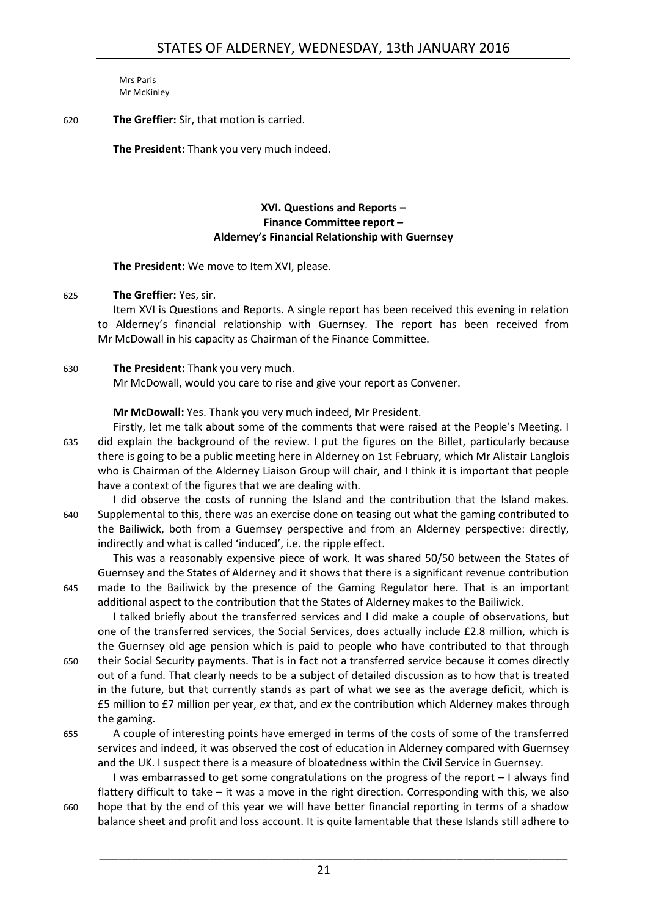Mrs Paris
Mr McKinley

**The Greffier:** Sir, that motion is carried.

**The President:** Thank you very much indeed.

### XVI. Questions and Reports – Finance Committee report – Alderney's Financial Relationship with Guernsey

**The President:** We move to Item XVI, please.

**The Greffier:** Yes, sir.

Item XVI is Questions and Reports. A single report has been received this evening in relation to Alderney's financial relationship with Guernsey. The report has been received from Mr McDowall in his capacity as Chairman of the Finance Committee.

**The President:** Thank you very much.

Mr McDowall, would you care to rise and give your report as Convener.

**Mr McDowall:** Yes. Thank you very much indeed, Mr President.

Firstly, let me talk about some of the comments that were raised at the People's Meeting. I did explain the background of the review. I put the figures on the Billet, particularly because there is going to be a public meeting here in Alderney on 1st February, which Mr Alistair Langlois who is Chairman of the Alderney Liaison Group will chair, and I think it is important that people have a context of the figures that we are dealing with.

I did observe the costs of running the Island and the contribution that the Island makes. Supplemental to this, there was an exercise done on teasing out what the gaming contributed to the Bailiwick, both from a Guernsey perspective and from an Alderney perspective: directly, indirectly and what is called 'induced', i.e. the ripple effect.

This was a reasonably expensive piece of work. It was shared 50/50 between the States of Guernsey and the States of Alderney and it shows that there is a significant revenue contribution made to the Bailiwick by the presence of the Gaming Regulator here. That is an important additional aspect to the contribution that the States of Alderney makes to the Bailiwick.

I talked briefly about the transferred services and I did make a couple of observations, but one of the transferred services, the Social Services, does actually include £2.8 million, which is the Guernsey old age pension which is paid to people who have contributed to that through their Social Security payments. That is in fact not a transferred service because it comes directly out of a fund. That clearly needs to be a subject of detailed discussion as to how that is treated in the future, but that currently stands as part of what we see as the average deficit, which is £5 million to £7 million per year, *ex* that, and *ex* the contribution which Alderney makes through the gaming.

A couple of interesting points have emerged in terms of the costs of some of the transferred services and indeed, it was observed the cost of education in Alderney compared with Guernsey and the UK. I suspect there is a measure of bloatedness within the Civil Service in Guernsey.

I was embarrassed to get some congratulations on the progress of the report – I always find flattery difficult to take – it was a move in the right direction. Corresponding with this, we also hope that by the end of this year we will have better financial reporting in terms of a shadow balance sheet and profit and loss account. It is quite lamentable that these Islands still adhere to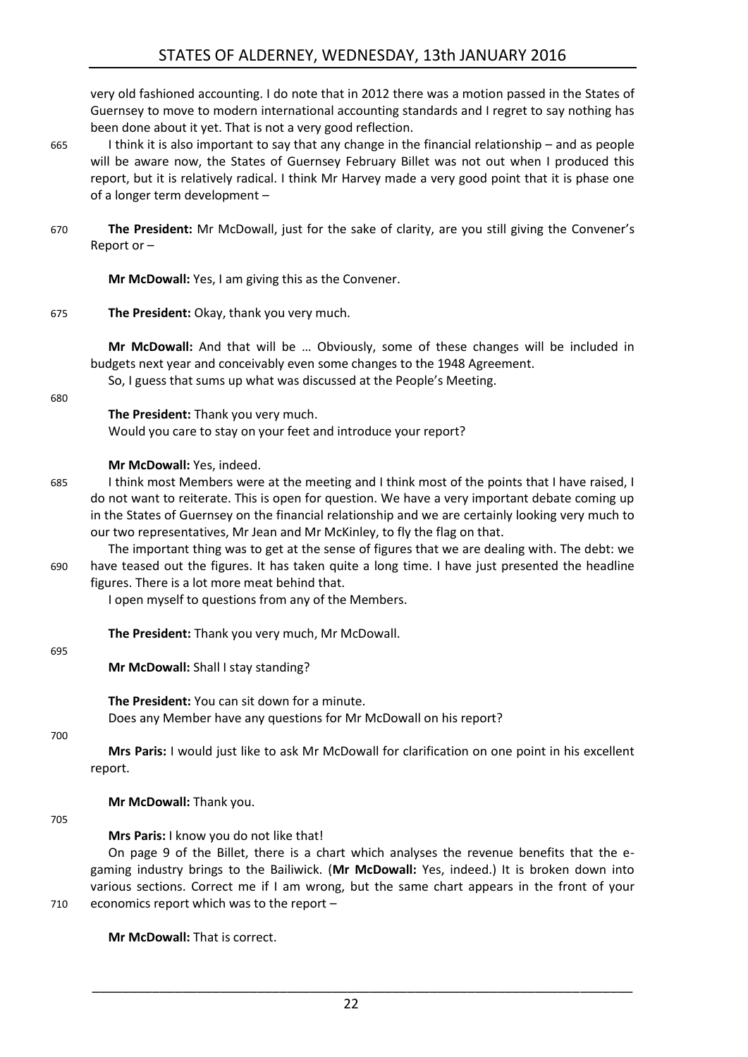very old fashioned accounting. I do note that in 2012 there was a motion passed in the States of Guernsey to move to modern international accounting standards and I regret to say nothing has been done about it yet. That is not a very good reflection.

I think it is also important to say that any change in the financial relationship – and as people will be aware now, the States of Guernsey February Billet was not out when I produced this report, but it is relatively radical. I think Mr Harvey made a very good point that it is phase one of a longer term development –

**The President:** Mr McDowall, just for the sake of clarity, are you still giving the Convener's Report or –

**Mr McDowall:** Yes, I am giving this as the Convener.

**The President:** Okay, thank you very much.

**Mr McDowall:** And that will be … Obviously, some of these changes will be included in budgets next year and conceivably even some changes to the 1948 Agreement.

So, I guess that sums up what was discussed at the People's Meeting.

**The President:** Thank you very much.

Would you care to stay on your feet and introduce your report?

**Mr McDowall:** Yes, indeed.

I think most Members were at the meeting and I think most of the points that I have raised, I do not want to reiterate. This is open for question. We have a very important debate coming up in the States of Guernsey on the financial relationship and we are certainly looking very much to our two representatives, Mr Jean and Mr McKinley, to fly the flag on that.

The important thing was to get at the sense of figures that we are dealing with. The debt: we have teased out the figures. It has taken quite a long time. I have just presented the headline figures. There is a lot more meat behind that.

I open myself to questions from any of the Members.

**The President:** Thank you very much, Mr McDowall.

**Mr McDowall:** Shall I stay standing?

**The President:** You can sit down for a minute.

Does any Member have any questions for Mr McDowall on his report?

**Mrs Paris:** I would just like to ask Mr McDowall for clarification on one point in his excellent report.

**Mr McDowall:** Thank you.

**Mrs Paris:** I know you do not like that!

On page 9 of the Billet, there is a chart which analyses the revenue benefits that the e-gaming industry brings to the Bailiwick. (**Mr McDowall:** Yes, indeed.) It is broken down into various sections. Correct me if I am wrong, but the same chart appears in the front of your economics report which was to the report –

**Mr McDowall:** That is correct.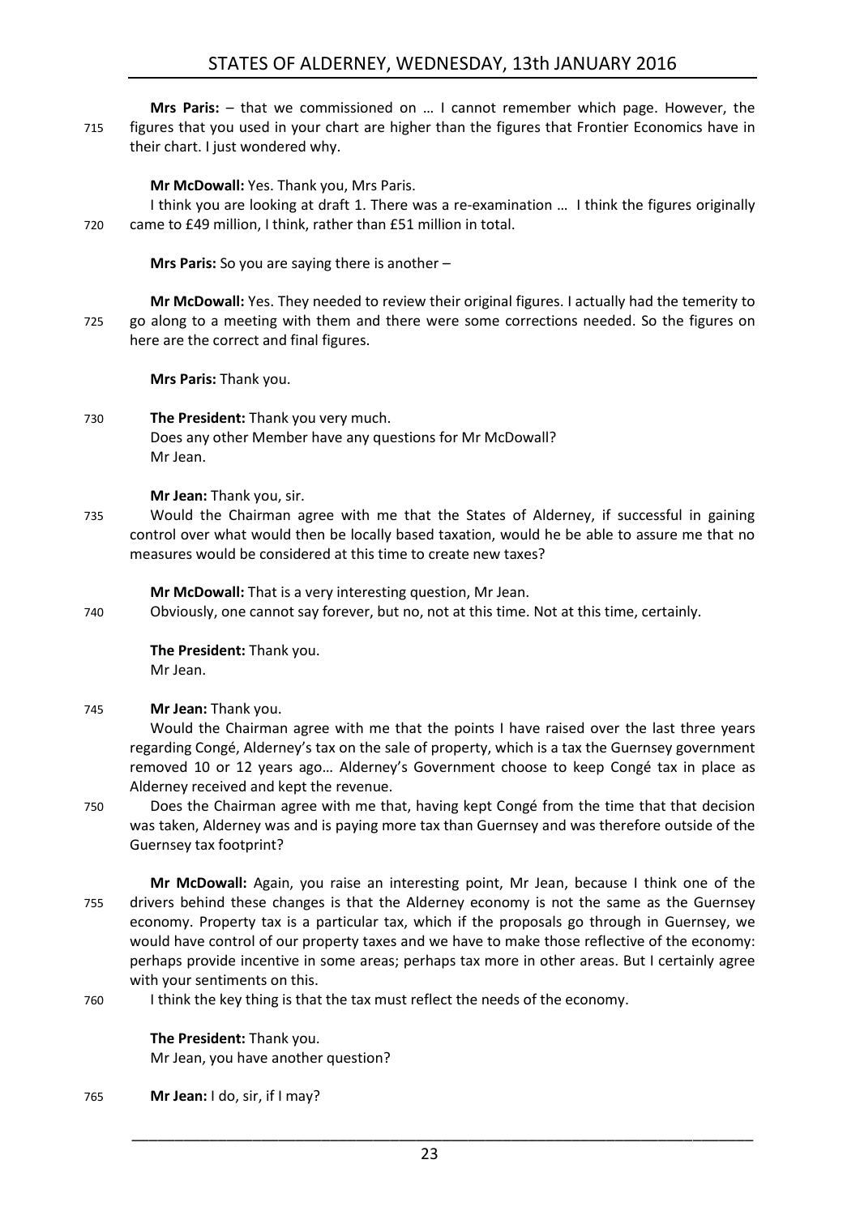**Mrs Paris:** – that we commissioned on … I cannot remember which page. However, the figures that you used in your chart are higher than the figures that Frontier Economics have in their chart. I just wondered why.

**Mr McDowall:** Yes. Thank you, Mrs Paris.

I think you are looking at draft 1. There was a re-examination … I think the figures originally came to £49 million, I think, rather than £51 million in total.

**Mrs Paris:** So you are saying there is another –

**Mr McDowall:** Yes. They needed to review their original figures. I actually had the temerity to go along to a meeting with them and there were some corrections needed. So the figures on here are the correct and final figures.

**Mrs Paris:** Thank you.

**The President:** Thank you very much.

Does any other Member have any questions for Mr McDowall?

Mr Jean.

**Mr Jean:** Thank you, sir.

Would the Chairman agree with me that the States of Alderney, if successful in gaining control over what would then be locally based taxation, would he be able to assure me that no measures would be considered at this time to create new taxes?

**Mr McDowall:** That is a very interesting question, Mr Jean.

Obviously, one cannot say forever, but no, not at this time. Not at this time, certainly.

**The President:** Thank you.

Mr Jean.

**Mr Jean:** Thank you.

Would the Chairman agree with me that the points I have raised over the last three years regarding Congé, Alderney's tax on the sale of property, which is a tax the Guernsey government removed 10 or 12 years ago… Alderney's Government choose to keep Congé tax in place as Alderney received and kept the revenue.

Does the Chairman agree with me that, having kept Congé from the time that that decision was taken, Alderney was and is paying more tax than Guernsey and was therefore outside of the Guernsey tax footprint?

**Mr McDowall:** Again, you raise an interesting point, Mr Jean, because I think one of the drivers behind these changes is that the Alderney economy is not the same as the Guernsey economy. Property tax is a particular tax, which if the proposals go through in Guernsey, we would have control of our property taxes and we have to make those reflective of the economy: perhaps provide incentive in some areas; perhaps tax more in other areas. But I certainly agree with your sentiments on this.

I think the key thing is that the tax must reflect the needs of the economy.

**The President:** Thank you.

Mr Jean, you have another question?

**Mr Jean:** I do, sir, if I may?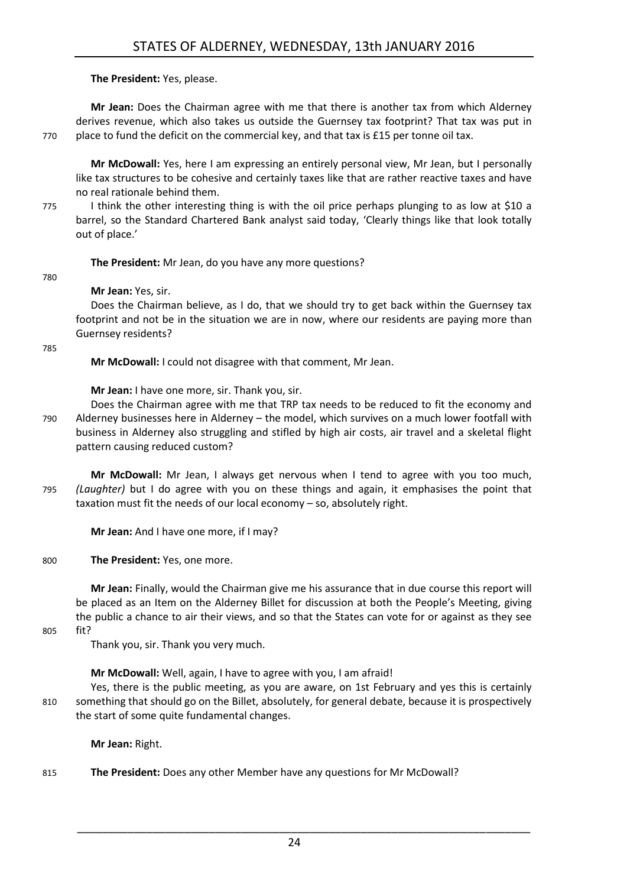**The President:** Yes, please.

**Mr Jean:** Does the Chairman agree with me that there is another tax from which Alderney derives revenue, which also takes us outside the Guernsey tax footprint? That tax was put in place to fund the deficit on the commercial key, and that tax is £15 per tonne oil tax.

**Mr McDowall:** Yes, here I am expressing an entirely personal view, Mr Jean, but I personally like tax structures to be cohesive and certainly taxes like that are rather reactive taxes and have no real rationale behind them.

I think the other interesting thing is with the oil price perhaps plunging to as low at $10 a barrel, so the Standard Chartered Bank analyst said today, 'Clearly things like that look totally out of place.'

**The President:** Mr Jean, do you have any more questions?

**Mr Jean:** Yes, sir.

Does the Chairman believe, as I do, that we should try to get back within the Guernsey tax footprint and not be in the situation we are in now, where our residents are paying more than Guernsey residents?

**Mr McDowall:** I could not disagree with that comment, Mr Jean.

**Mr Jean:** I have one more, sir. Thank you, sir.

Does the Chairman agree with me that TRP tax needs to be reduced to fit the economy and Alderney businesses here in Alderney – the model, which survives on a much lower footfall with business in Alderney also struggling and stifled by high air costs, air travel and a skeletal flight pattern causing reduced custom?

**Mr McDowall:** Mr Jean, I always get nervous when I tend to agree with you too much, *(Laughter)* but I do agree with you on these things and again, it emphasises the point that taxation must fit the needs of our local economy – so, absolutely right.

**Mr Jean:** And I have one more, if I may?

**The President:** Yes, one more.

**Mr Jean:** Finally, would the Chairman give me his assurance that in due course this report will be placed as an Item on the Alderney Billet for discussion at both the People's Meeting, giving the public a chance to air their views, and so that the States can vote for or against as they see fit?

Thank you, sir. Thank you very much.

**Mr McDowall:** Well, again, I have to agree with you, I am afraid!

Yes, there is the public meeting, as you are aware, on 1st February and yes this is certainly something that should go on the Billet, absolutely, for general debate, because it is prospectively the start of some quite fundamental changes.

**Mr Jean:** Right.

**The President:** Does any other Member have any questions for Mr McDowall?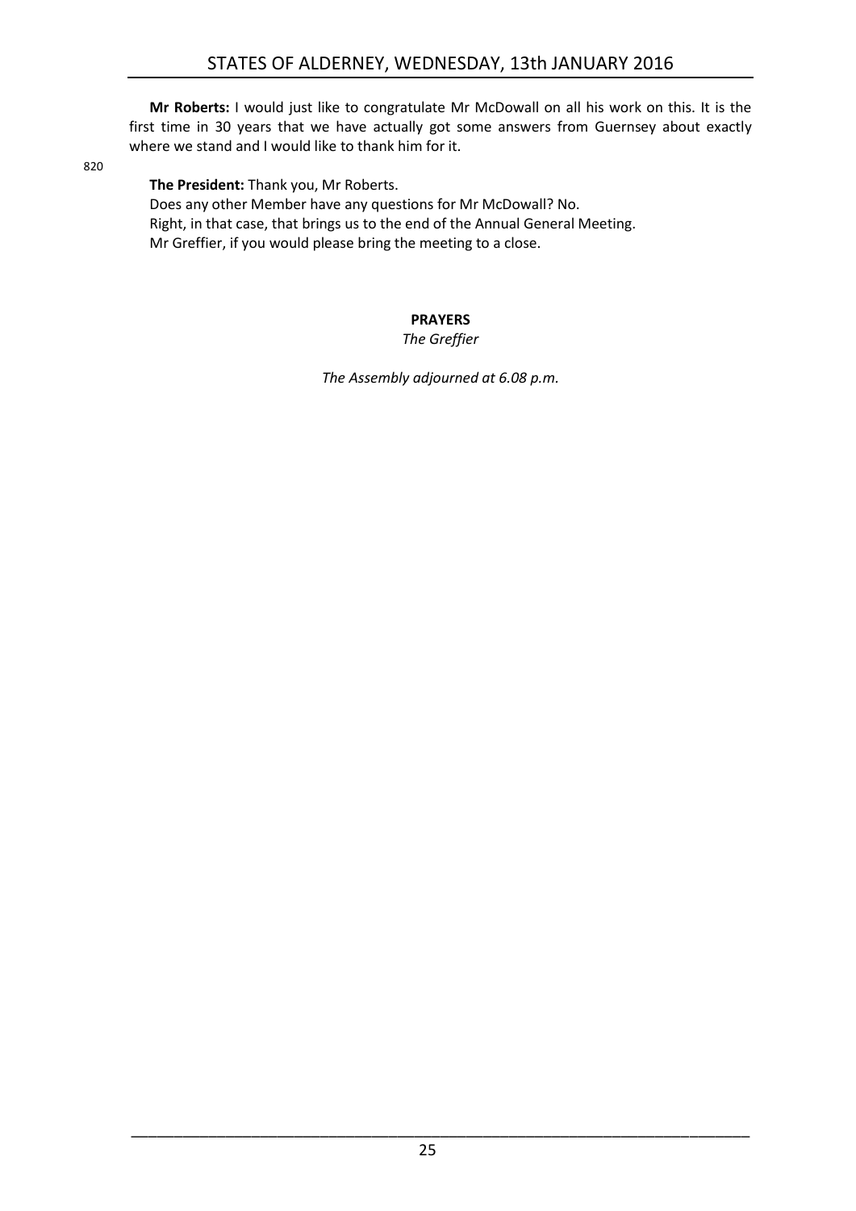**Mr Roberts:** I would just like to congratulate Mr McDowall on all his work on this. It is the first time in 30 years that we have actually got some answers from Guernsey about exactly where we stand and I would like to thank him for it.

**The President:** Thank you, Mr Roberts.

Does any other Member have any questions for Mr McDowall? No.

Right, in that case, that brings us to the end of the Annual General Meeting.

Mr Greffier, if you would please bring the meeting to a close.

**PRAYERS**

*The Greffier*

*The Assembly adjourned at 6.08 p.m.*